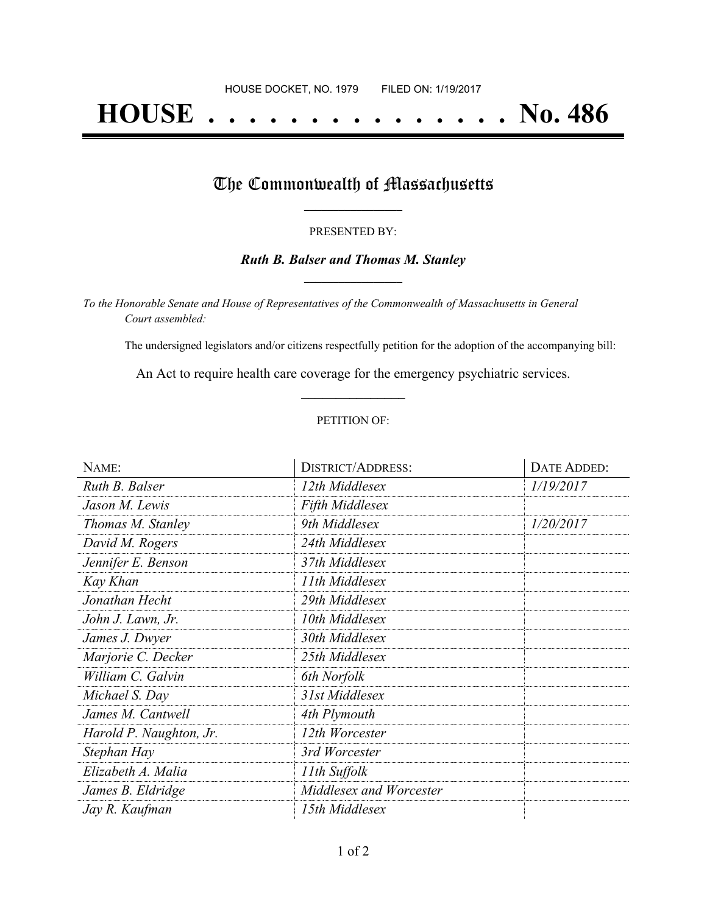HOUSE DOCKET, NO. 1979 FILED ON: 1/19/2017

# HOUSE . . . . . . . . . . . . . . . No. 486

## The Commonwealth of Massachusetts

PRESENTED BY:

***Ruth B. Balser and Thomas M. Stanley***

*To the Honorable Senate and House of Representatives of the Commonwealth of Massachusetts in General Court assembled:*

The undersigned legislators and/or citizens respectfully petition for the adoption of the accompanying bill:

An Act to require health care coverage for the emergency psychiatric services.

PETITION OF:

| NAME: | DISTRICT/ADDRESS: | DATE ADDED: |
|---|---|---|
| *Ruth B. Balser* | *12th Middlesex* | *1/19/2017* |
| *Jason M. Lewis* | *Fifth Middlesex* | |
| *Thomas M. Stanley* | *9th Middlesex* | *1/20/2017* |
| *David M. Rogers* | *24th Middlesex* | |
| *Jennifer E. Benson* | *37th Middlesex* | |
| *Kay Khan* | *11th Middlesex* | |
| *Jonathan Hecht* | *29th Middlesex* | |
| *John J. Lawn, Jr.* | *10th Middlesex* | |
| *James J. Dwyer* | *30th Middlesex* | |
| *Marjorie C. Decker* | *25th Middlesex* | |
| *William C. Galvin* | *6th Norfolk* | |
| *Michael S. Day* | *31st Middlesex* | |
| *James M. Cantwell* | *4th Plymouth* | |
| *Harold P. Naughton, Jr.* | *12th Worcester* | |
| *Stephan Hay* | *3rd Worcester* | |
| *Elizabeth A. Malia* | *11th Suffolk* | |
| *James B. Eldridge* | *Middlesex and Worcester* | |
| *Jay R. Kaufman* | *15th Middlesex* | |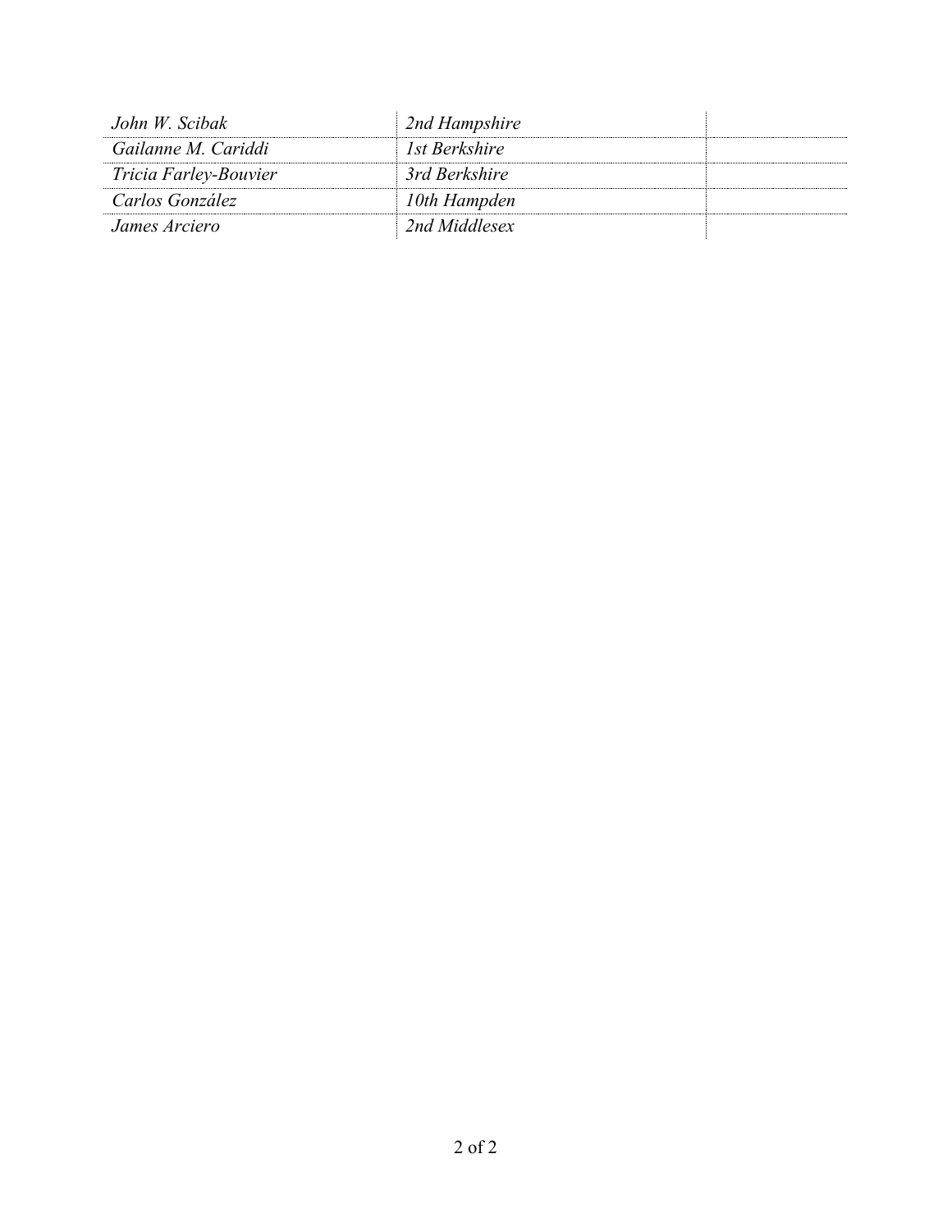| | | |
|---|---|---|
| *John W. Scibak* | *2nd Hampshire* | |
| *Gailanne M. Cariddi* | *1st Berkshire* | |
| *Tricia Farley-Bouvier* | *3rd Berkshire* | |
| *Carlos González* | *10th Hampden* | |
| *James Arciero* | *2nd Middlesex* | |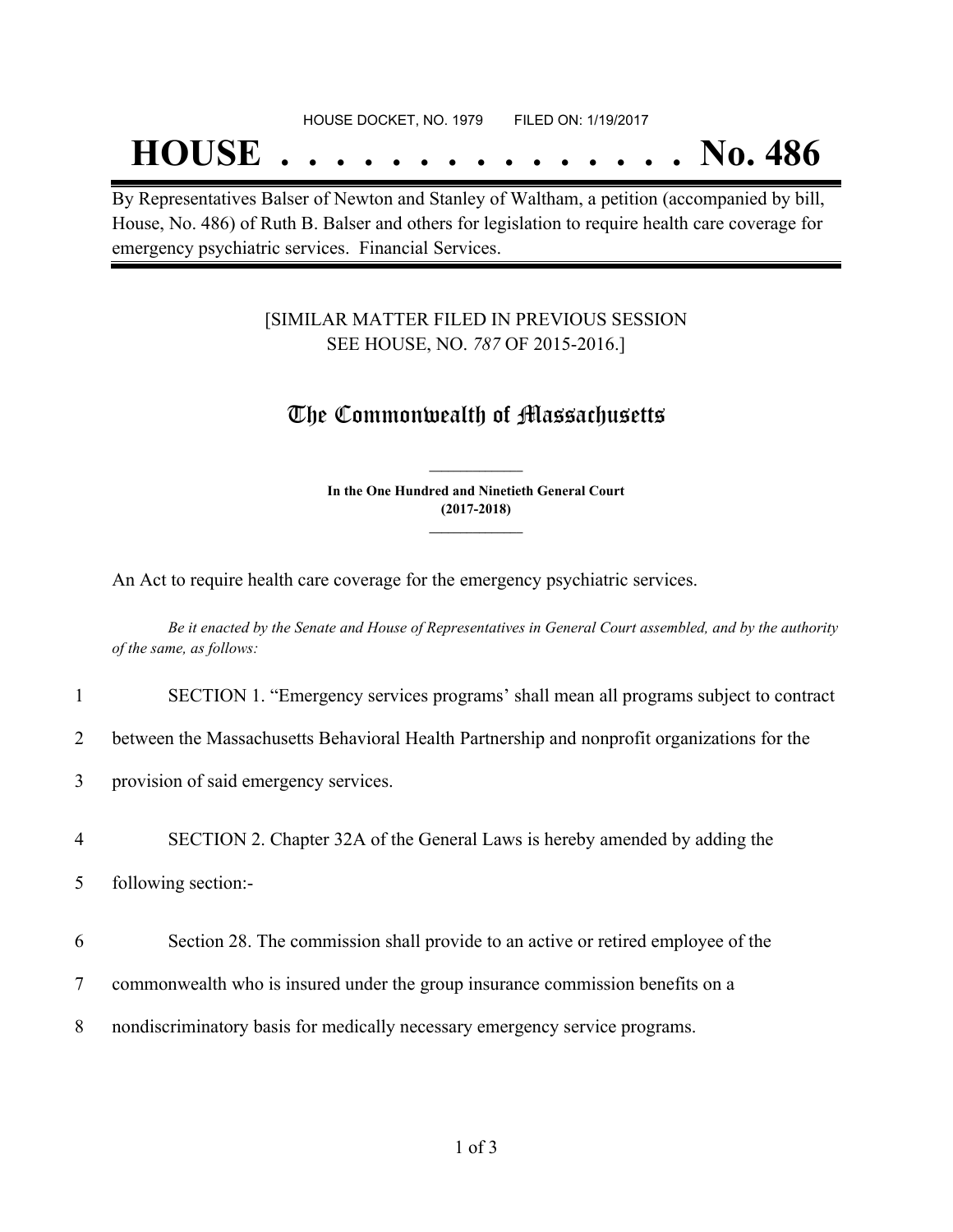HOUSE DOCKET, NO. 1979        FILED ON: 1/19/2017

# HOUSE . . . . . . . . . . . . . . . No. 486

By Representatives Balser of Newton and Stanley of Waltham, a petition (accompanied by bill, House, No. 486) of Ruth B. Balser and others for legislation to require health care coverage for emergency psychiatric services. Financial Services.

[SIMILAR MATTER FILED IN PREVIOUS SESSION
SEE HOUSE, NO. *787* OF 2015-2016.]

## The Commonwealth of Massachusetts

**In the One Hundred and Ninetieth General Court**
**(2017-2018)**

An Act to require health care coverage for the emergency psychiatric services.

*Be it enacted by the Senate and House of Representatives in General Court assembled, and by the authority of the same, as follows:*

1 SECTION 1. “Emergency services programs’ shall mean all programs subject to contract
2 between the Massachusetts Behavioral Health Partnership and nonprofit organizations for the
3 provision of said emergency services.

4 SECTION 2. Chapter 32A of the General Laws is hereby amended by adding the
5 following section:-

6 Section 28. The commission shall provide to an active or retired employee of the
7 commonwealth who is insured under the group insurance commission benefits on a
8 nondiscriminatory basis for medically necessary emergency service programs.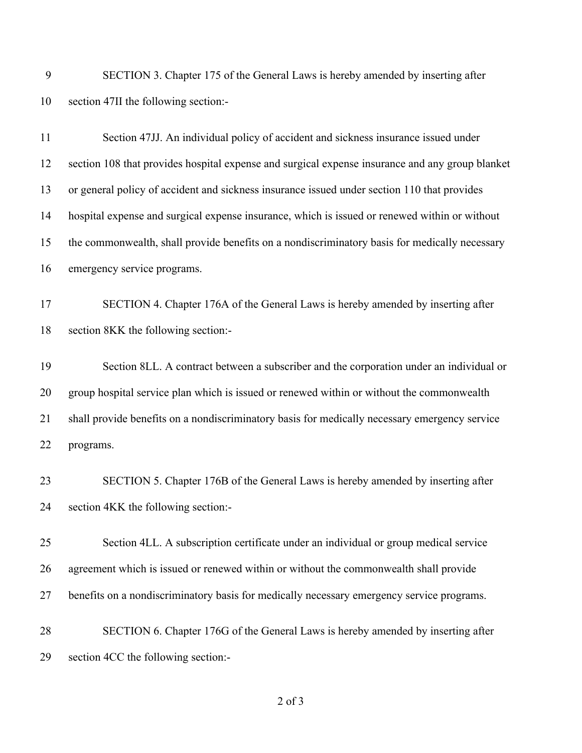SECTION 3. Chapter 175 of the General Laws is hereby amended by inserting after section 47II the following section:-

Section 47JJ. An individual policy of accident and sickness insurance issued under section 108 that provides hospital expense and surgical expense insurance and any group blanket or general policy of accident and sickness insurance issued under section 110 that provides hospital expense and surgical expense insurance, which is issued or renewed within or without the commonwealth, shall provide benefits on a nondiscriminatory basis for medically necessary emergency service programs.

SECTION 4. Chapter 176A of the General Laws is hereby amended by inserting after section 8KK the following section:-

Section 8LL. A contract between a subscriber and the corporation under an individual or group hospital service plan which is issued or renewed within or without the commonwealth shall provide benefits on a nondiscriminatory basis for medically necessary emergency service programs.

SECTION 5. Chapter 176B of the General Laws is hereby amended by inserting after section 4KK the following section:-

Section 4LL. A subscription certificate under an individual or group medical service agreement which is issued or renewed within or without the commonwealth shall provide benefits on a nondiscriminatory basis for medically necessary emergency service programs.

SECTION 6. Chapter 176G of the General Laws is hereby amended by inserting after section 4CC the following section:-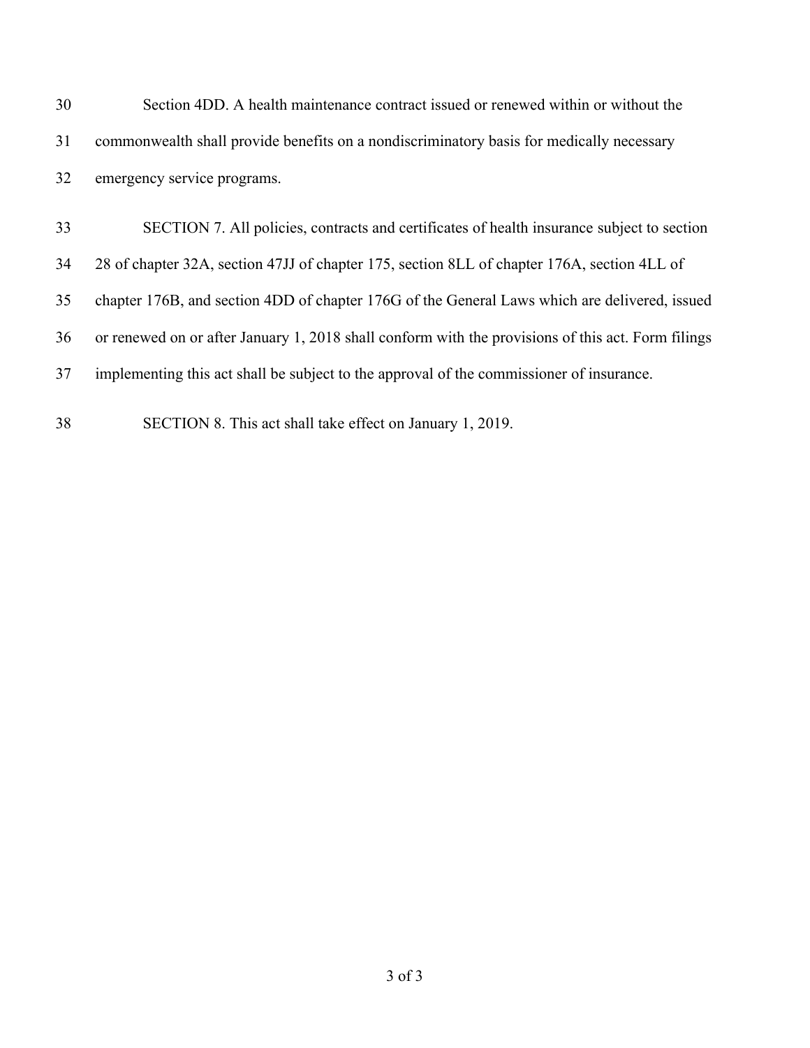Section 4DD. A health maintenance contract issued or renewed within or without the commonwealth shall provide benefits on a nondiscriminatory basis for medically necessary emergency service programs.

SECTION 7. All policies, contracts and certificates of health insurance subject to section 28 of chapter 32A, section 47JJ of chapter 175, section 8LL of chapter 176A, section 4LL of chapter 176B, and section 4DD of chapter 176G of the General Laws which are delivered, issued or renewed on or after January 1, 2018 shall conform with the provisions of this act. Form filings implementing this act shall be subject to the approval of the commissioner of insurance.

SECTION 8. This act shall take effect on January 1, 2019.